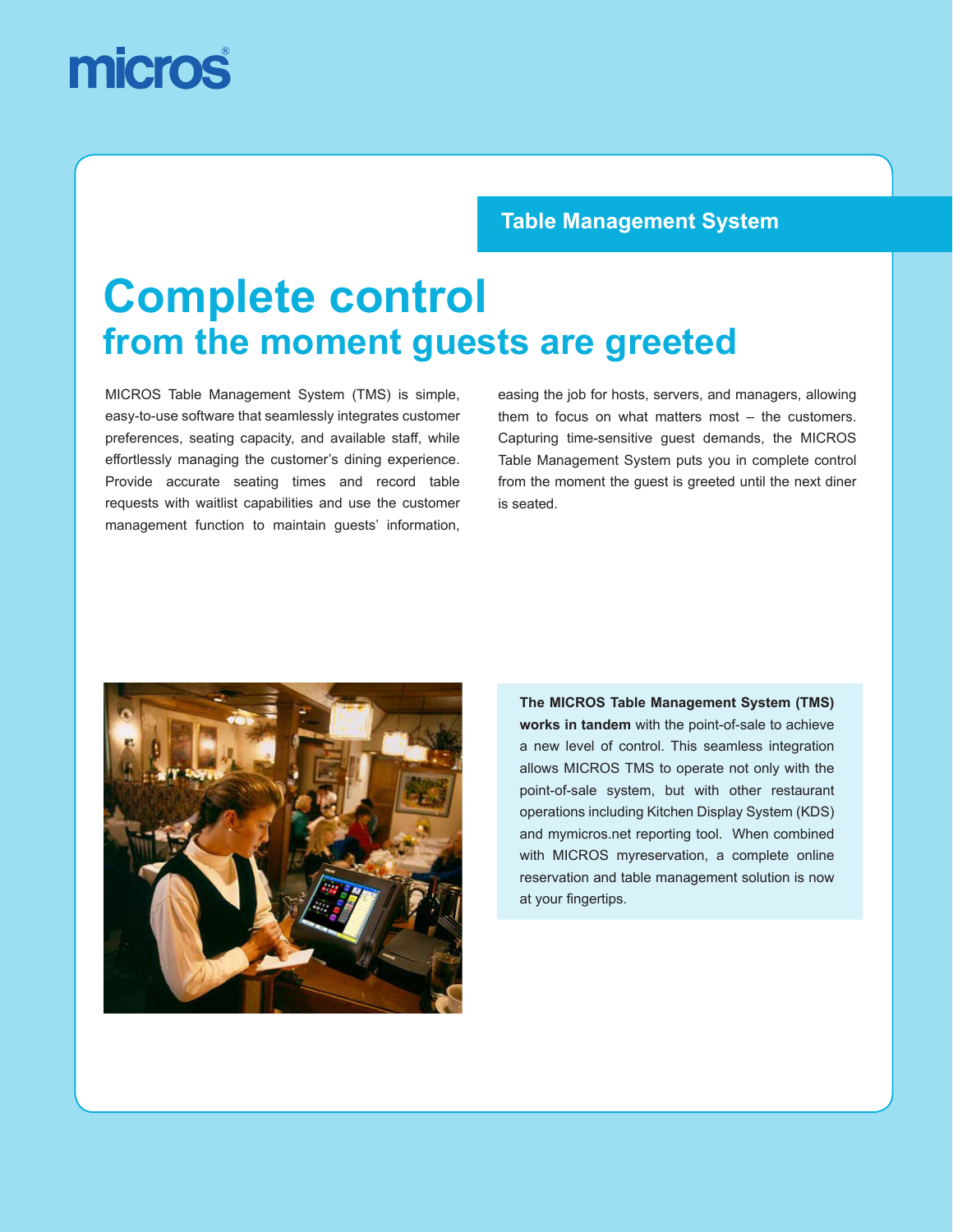micros®

## Table Management System

# Complete control
## from the moment guests are greeted

MICROS Table Management System (TMS) is simple, easy-to-use software that seamlessly integrates customer preferences, seating capacity, and available staff, while effortlessly managing the customer's dining experience. Provide accurate seating times and record table requests with waitlist capabilities and use the customer management function to maintain guests' information, easing the job for hosts, servers, and managers, allowing them to focus on what matters most – the customers. Capturing time-sensitive guest demands, the MICROS Table Management System puts you in complete control from the moment the guest is greeted until the next diner is seated.

**The MICROS Table Management System (TMS) works in tandem** with the point-of-sale to achieve a new level of control. This seamless integration allows MICROS TMS to operate not only with the point-of-sale system, but with other restaurant operations including Kitchen Display System (KDS) and mymicros.net reporting tool. When combined with MICROS myreservation, a complete online reservation and table management solution is now at your fingertips.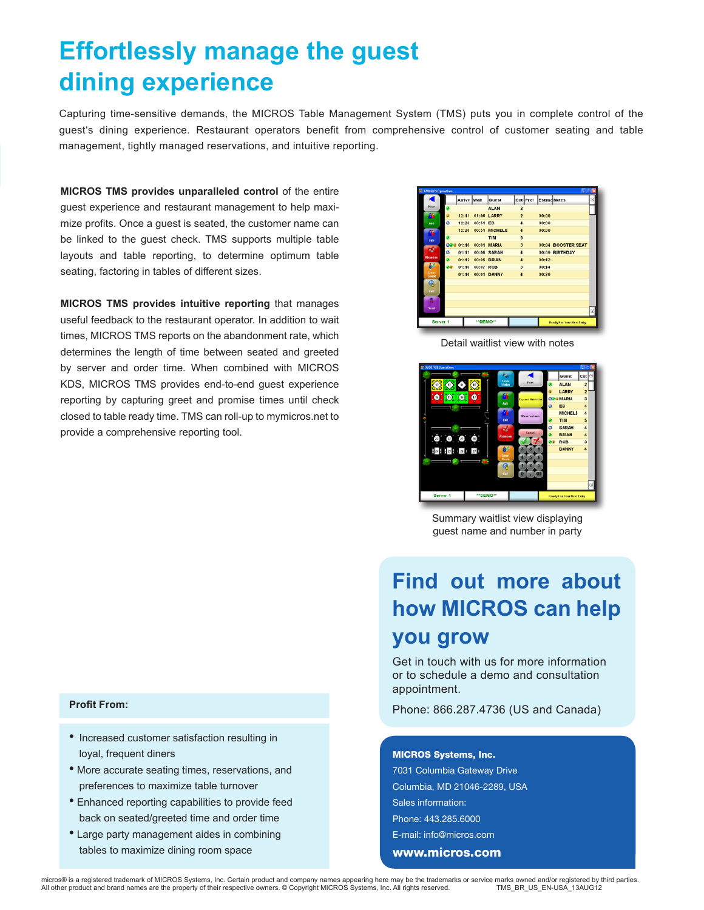# Effortlessly manage the guest dining experience

Capturing time-sensitive demands, the MICROS Table Management System (TMS) puts you in complete control of the guest's dining experience. Restaurant operators benefit from comprehensive control of customer seating and table management, tightly managed reservations, and intuitive reporting.

**MICROS TMS provides unparalleled control** of the entire guest experience and restaurant management to help maximize profits. Once a guest is seated, the customer name can be linked to the guest check. TMS supports multiple table layouts and table reporting, to determine optimum table seating, factoring in tables of different sizes.

**MICROS TMS provides intuitive reporting** that manages useful feedback to the restaurant operator. In addition to wait times, MICROS TMS reports on the abandonment rate, which determines the length of time between seated and greeted by server and order time. When combined with MICROS KDS, MICROS TMS provides end-to-end guest experience reporting by capturing greet and promise times until check closed to table ready time. TMS can roll-up to mymicros.net to provide a comprehensive reporting tool.

Detail waitlist view with notes

Summary waitlist view displaying guest name and number in party

**Profit From:**

- Increased customer satisfaction resulting in loyal, frequent diners
- More accurate seating times, reservations, and preferences to maximize table turnover
- Enhanced reporting capabilities to provide feed back on seated/greeted time and order time
- Large party management aides in combining tables to maximize dining room space

## Find out more about how MICROS can help you grow

Get in touch with us for more information or to schedule a demo and consultation appointment.

Phone: 866.287.4736 (US and Canada)

**MICROS Systems, Inc.**
7031 Columbia Gateway Drive
Columbia, MD 21046-2289, USA
Sales information:
Phone: 443.285.6000
E-mail: info@micros.com

**www.micros.com**

micros® is a registered trademark of MICROS Systems, Inc. Certain product and company names appearing here may be the trademarks or service marks owned and/or registered by third parties. All other product and brand names are the property of their respective owners. © Copyright MICROS Systems, Inc. All rights reserved. TMS_BR_US_EN-USA_13AUG12